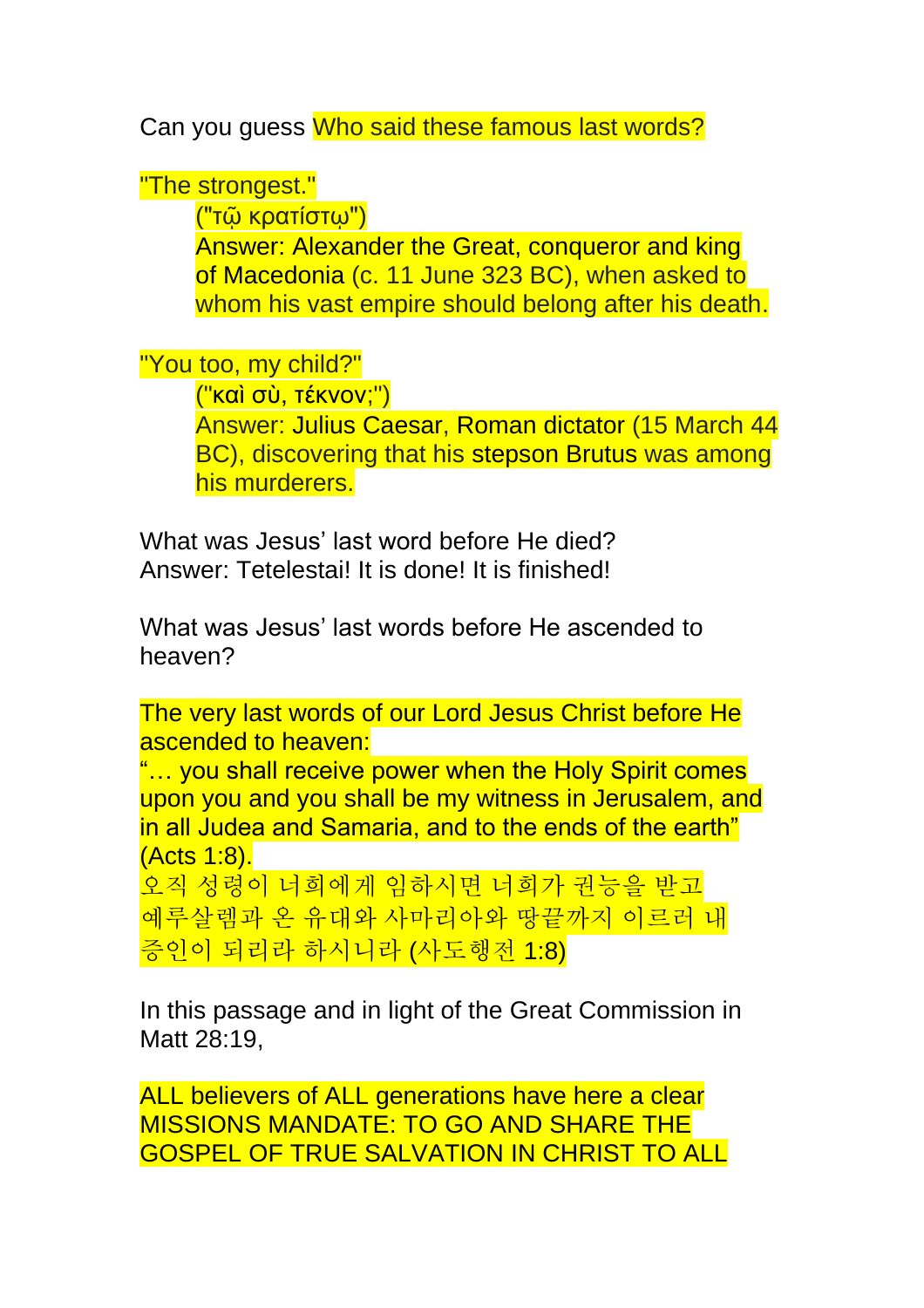Can you guess Who said these famous last words?

"The strongest."

("τῷ κρατίστῳ")

Answer: Alexander the Great, conqueror and king of Macedonia (c. 11 June 323 BC), when asked to whom his vast empire should belong after his death.

"You too, my child?"

("καὶ σὺ, τέκνον;")

Answer: Julius Caesar, Roman dictator (15 March 44 BC), discovering that his stepson Brutus was among his murderers.

What was Jesus' last word before He died?
Answer: Tetelestai! It is done! It is finished!

What was Jesus' last words before He ascended to heaven?

The very last words of our Lord Jesus Christ before He ascended to heaven:
"… you shall receive power when the Holy Spirit comes upon you and you shall be my witness in Jerusalem, and in all Judea and Samaria, and to the ends of the earth" (Acts 1:8).
오직 성령이 너희에게 임하시면 너희가 권능을 받고 예루살렘과 온 유대와 사마리아와 땅끝까지 이르러 내 증인이 되리라 하시니라 (사도행전 1:8)

In this passage and in light of the Great Commission in Matt 28:19,

ALL believers of ALL generations have here a clear MISSIONS MANDATE: TO GO AND SHARE THE GOSPEL OF TRUE SALVATION IN CHRIST TO ALL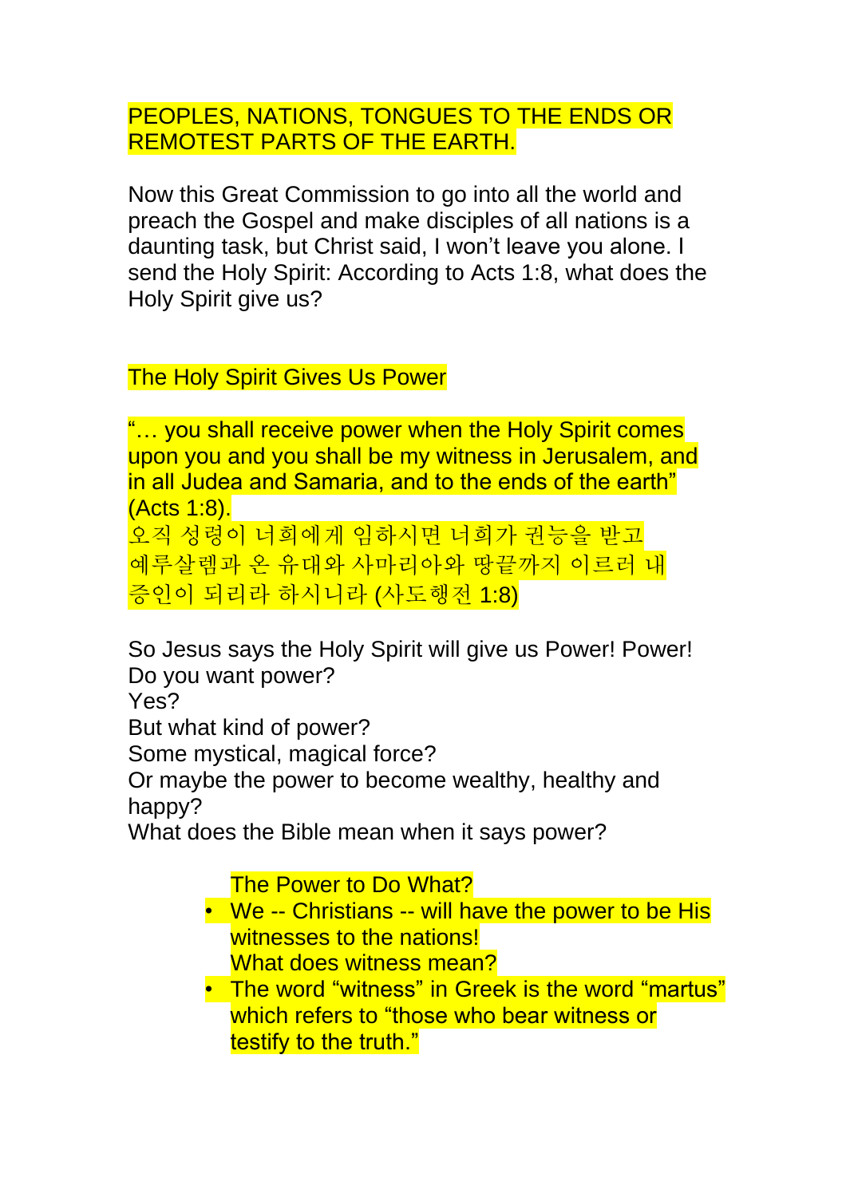PEOPLES, NATIONS, TONGUES TO THE ENDS OR REMOTEST PARTS OF THE EARTH.

Now this Great Commission to go into all the world and preach the Gospel and make disciples of all nations is a daunting task, but Christ said, I won't leave you alone. I send the Holy Spirit: According to Acts 1:8, what does the Holy Spirit give us?

The Holy Spirit Gives Us Power

"… you shall receive power when the Holy Spirit comes upon you and you shall be my witness in Jerusalem, and in all Judea and Samaria, and to the ends of the earth" (Acts 1:8).
오직 성령이 너희에게 임하시면 너희가 권능을 받고 예루살렘과 온 유대와 사마리아와 땅끝까지 이르러 내 증인이 되리라 하시니라 (사도행전 1:8)

So Jesus says the Holy Spirit will give us Power! Power!
Do you want power?
Yes?
But what kind of power?
Some mystical, magical force?
Or maybe the power to become wealthy, healthy and happy?
What does the Bible mean when it says power?

The Power to Do What?

- We -- Christians -- will have the power to be His witnesses to the nations!
  What does witness mean?
- The word "witness" in Greek is the word "martus" which refers to "those who bear witness or testify to the truth."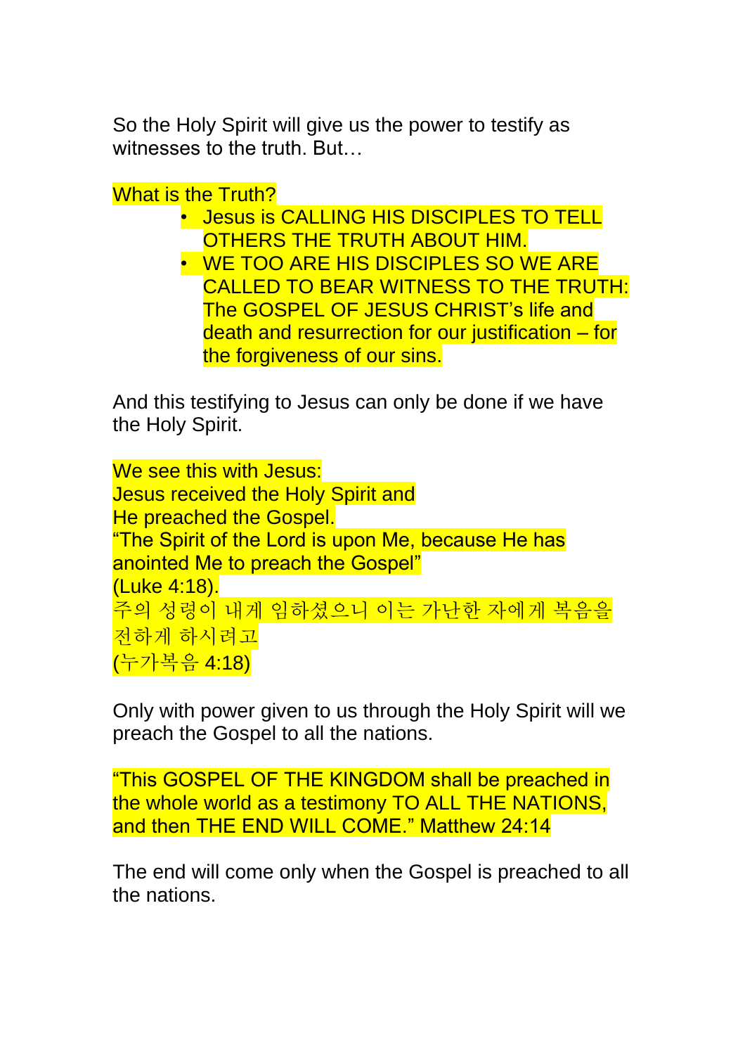So the Holy Spirit will give us the power to testify as witnesses to the truth. But…

What is the Truth?

- Jesus is CALLING HIS DISCIPLES TO TELL OTHERS THE TRUTH ABOUT HIM.
- WE TOO ARE HIS DISCIPLES SO WE ARE CALLED TO BEAR WITNESS TO THE TRUTH: The GOSPEL OF JESUS CHRIST's life and death and resurrection for our justification – for the forgiveness of our sins.

And this testifying to Jesus can only be done if we have the Holy Spirit.

We see this with Jesus:
Jesus received the Holy Spirit and
He preached the Gospel.
"The Spirit of the Lord is upon Me, because He has anointed Me to preach the Gospel"
(Luke 4:18).
주의 성령이 내게 임하셨으니 이는 가난한 자에게 복음을 전하게 하시려고
(누가복음 4:18)

Only with power given to us through the Holy Spirit will we preach the Gospel to all the nations.

"This GOSPEL OF THE KINGDOM shall be preached in the whole world as a testimony TO ALL THE NATIONS, and then THE END WILL COME." Matthew 24:14

The end will come only when the Gospel is preached to all the nations.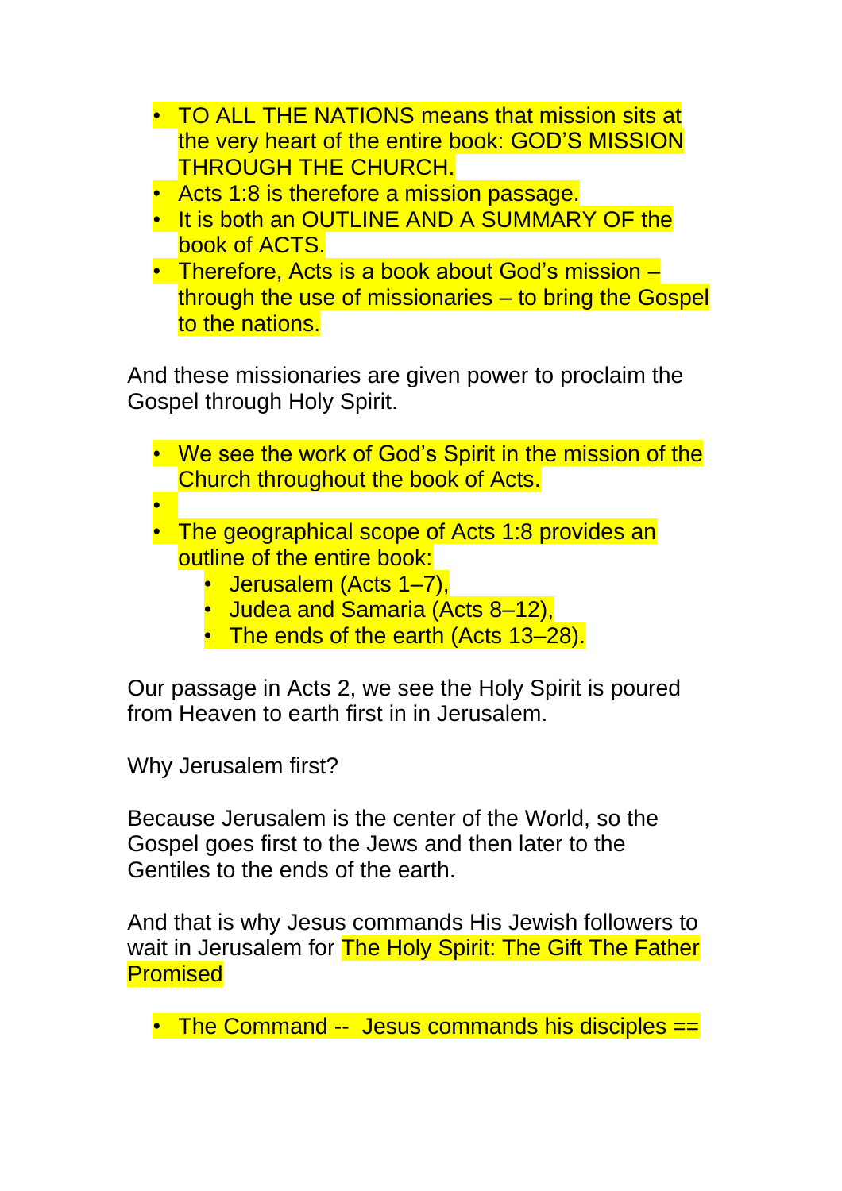- TO ALL THE NATIONS means that mission sits at the very heart of the entire book: GOD'S MISSION THROUGH THE CHURCH.
- Acts 1:8 is therefore a mission passage.
- It is both an OUTLINE AND A SUMMARY OF the book of ACTS.
- Therefore, Acts is a book about God's mission – through the use of missionaries – to bring the Gospel to the nations.

And these missionaries are given power to proclaim the Gospel through Holy Spirit.

- We see the work of God's Spirit in the mission of the Church throughout the book of Acts.
- 
- The geographical scope of Acts 1:8 provides an outline of the entire book:
  - Jerusalem (Acts 1–7),
  - Judea and Samaria (Acts 8–12),
  - The ends of the earth (Acts 13–28).

Our passage in Acts 2, we see the Holy Spirit is poured from Heaven to earth first in in Jerusalem.

Why Jerusalem first?

Because Jerusalem is the center of the World, so the Gospel goes first to the Jews and then later to the Gentiles to the ends of the earth.

And that is why Jesus commands His Jewish followers to wait in Jerusalem for The Holy Spirit: The Gift The Father Promised

- The Command -- Jesus commands his disciples ==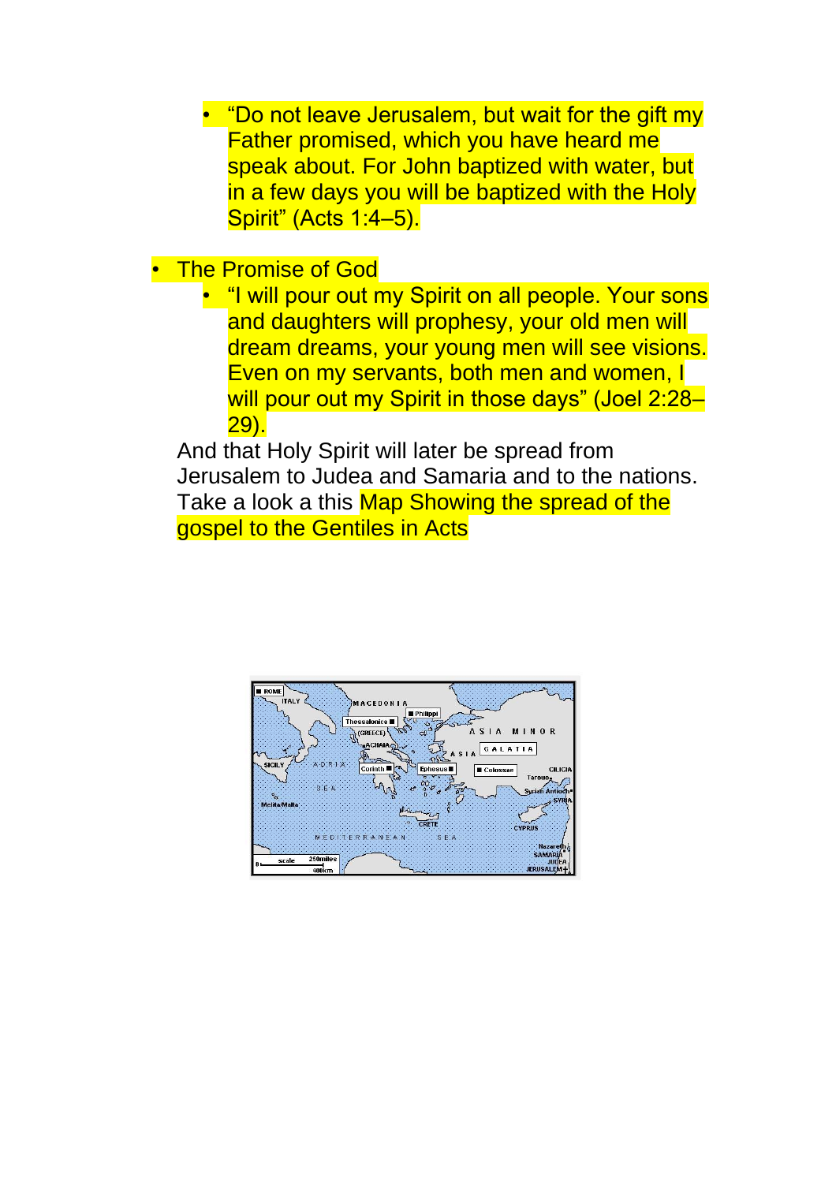- "Do not leave Jerusalem, but wait for the gift my Father promised, which you have heard me speak about. For John baptized with water, but in a few days you will be baptized with the Holy Spirit" (Acts 1:4–5).

- The Promise of God
  - "I will pour out my Spirit on all people. Your sons and daughters will prophesy, your old men will dream dreams, your young men will see visions. Even on my servants, both men and women, I will pour out my Spirit in those days" (Joel 2:28–29).

And that Holy Spirit will later be spread from Jerusalem to Judea and Samaria and to the nations. Take a look a this Map Showing the spread of the gospel to the Gentiles in Acts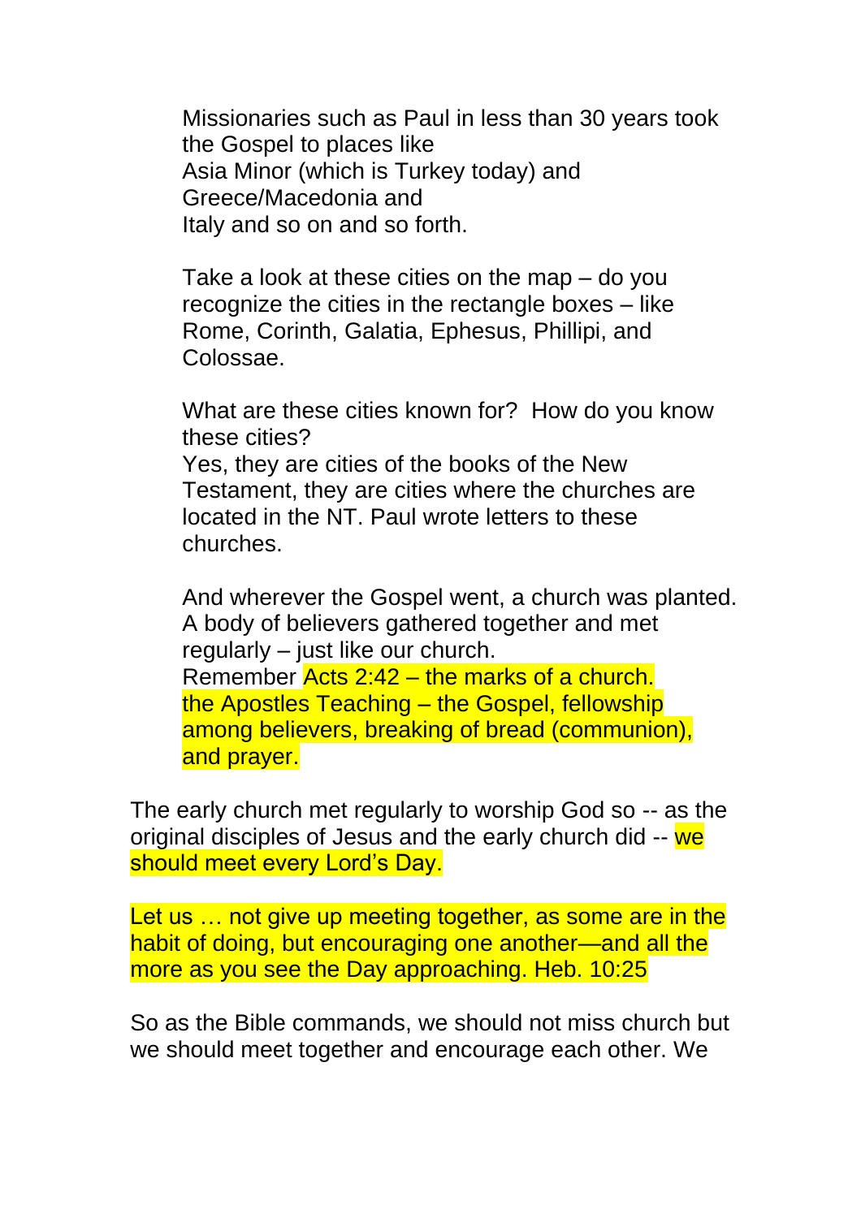Missionaries such as Paul in less than 30 years took the Gospel to places like
Asia Minor (which is Turkey today) and
Greece/Macedonia and
Italy and so on and so forth.

Take a look at these cities on the map – do you recognize the cities in the rectangle boxes – like Rome, Corinth, Galatia, Ephesus, Phillipi, and Colossae.

What are these cities known for? How do you know these cities?
Yes, they are cities of the books of the New Testament, they are cities where the churches are located in the NT. Paul wrote letters to these churches.

And wherever the Gospel went, a church was planted. A body of believers gathered together and met regularly – just like our church.
Remember Acts 2:42 – the marks of a church. the Apostles Teaching – the Gospel, fellowship among believers, breaking of bread (communion), and prayer.

The early church met regularly to worship God so -- as the original disciples of Jesus and the early church did -- we should meet every Lord's Day.

Let us … not give up meeting together, as some are in the habit of doing, but encouraging one another—and all the more as you see the Day approaching. Heb. 10:25

So as the Bible commands, we should not miss church but we should meet together and encourage each other. We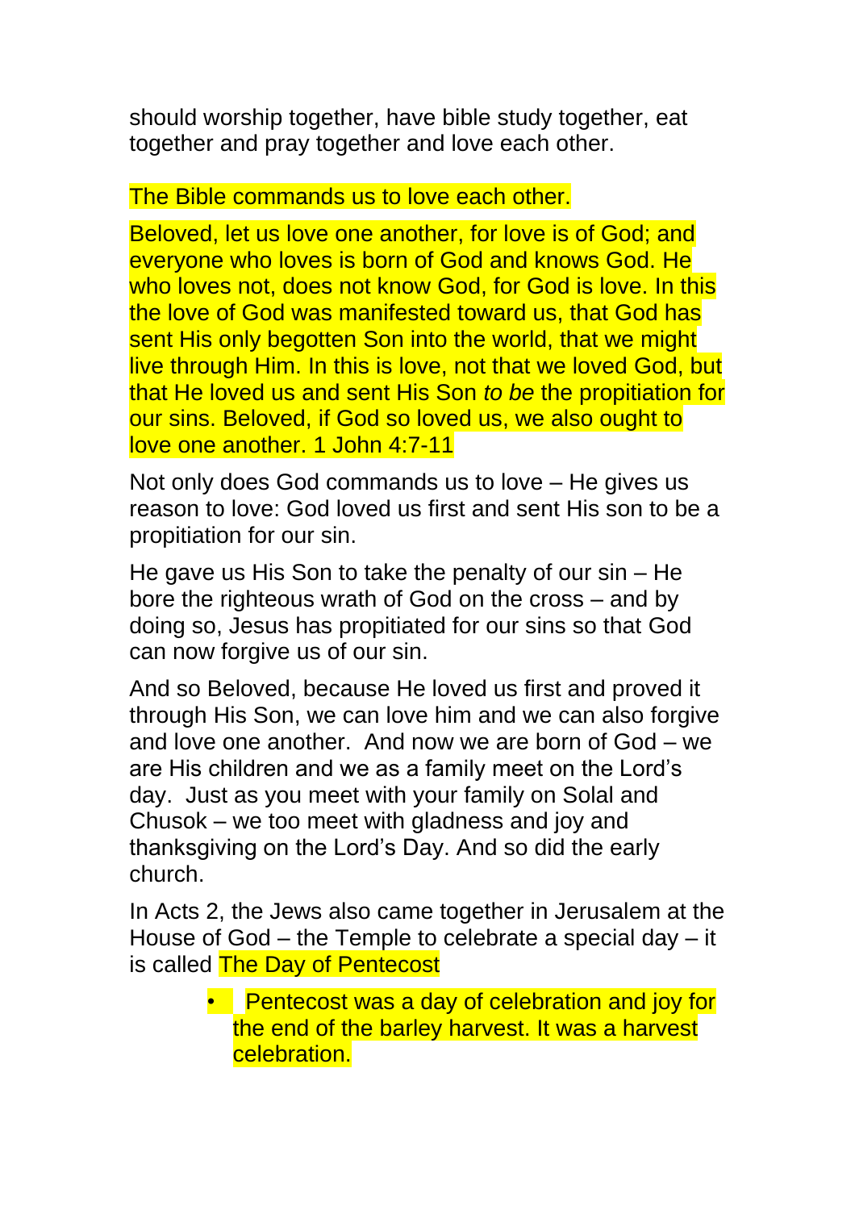should worship together, have bible study together, eat together and pray together and love each other.

The Bible commands us to love each other.

Beloved, let us love one another, for love is of God; and everyone who loves is born of God and knows God. He who loves not, does not know God, for God is love. In this the love of God was manifested toward us, that God has sent His only begotten Son into the world, that we might live through Him. In this is love, not that we loved God, but that He loved us and sent His Son *to be* the propitiation for our sins. Beloved, if God so loved us, we also ought to love one another. 1 John 4:7-11

Not only does God commands us to love – He gives us reason to love: God loved us first and sent His son to be a propitiation for our sin.

He gave us His Son to take the penalty of our sin – He bore the righteous wrath of God on the cross – and by doing so, Jesus has propitiated for our sins so that God can now forgive us of our sin.

And so Beloved, because He loved us first and proved it through His Son, we can love him and we can also forgive and love one another. And now we are born of God – we are His children and we as a family meet on the Lord's day. Just as you meet with your family on Solal and Chusok – we too meet with gladness and joy and thanksgiving on the Lord's Day. And so did the early church.

In Acts 2, the Jews also came together in Jerusalem at the House of God – the Temple to celebrate a special day – it is called The Day of Pentecost

- Pentecost was a day of celebration and joy for the end of the barley harvest. It was a harvest celebration.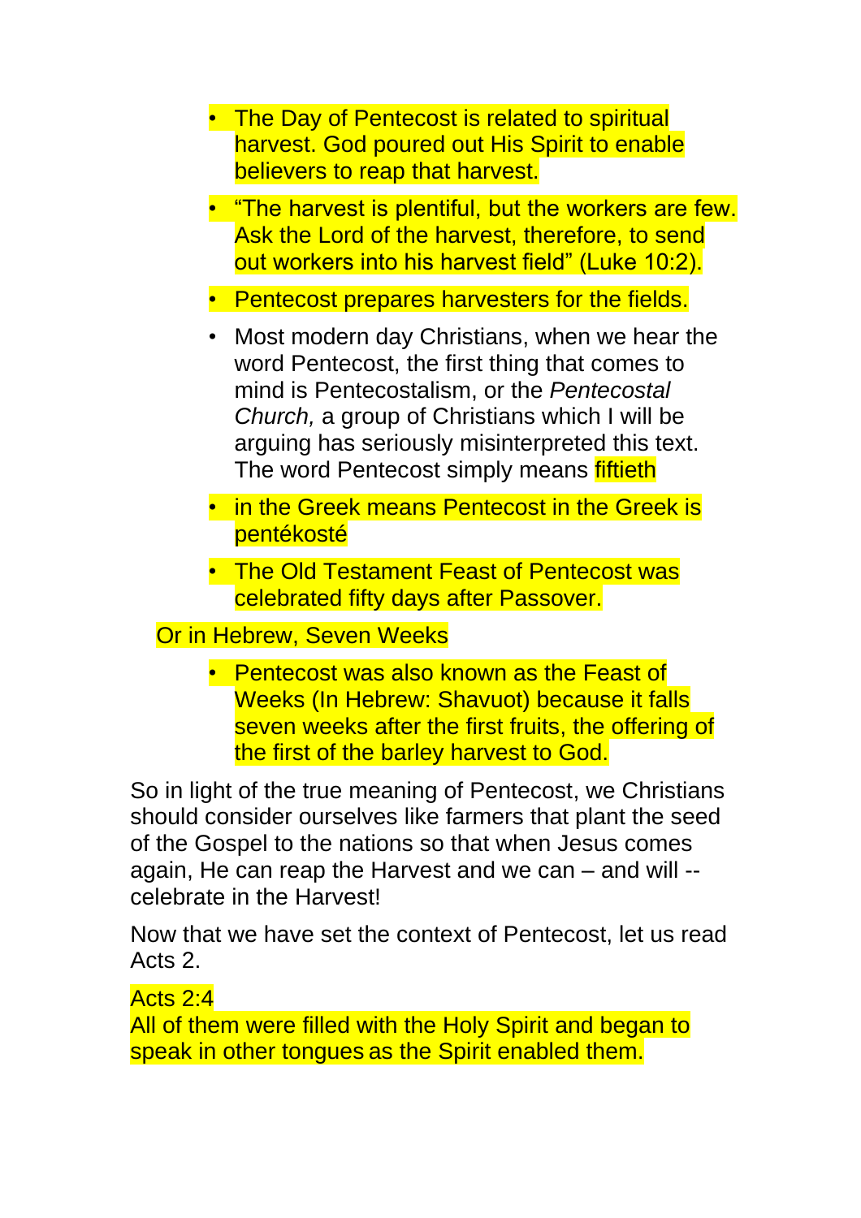- The Day of Pentecost is related to spiritual harvest. God poured out His Spirit to enable believers to reap that harvest.
- “The harvest is plentiful, but the workers are few. Ask the Lord of the harvest, therefore, to send out workers into his harvest field” (Luke 10:2).
- Pentecost prepares harvesters for the fields.
- Most modern day Christians, when we hear the word Pentecost, the first thing that comes to mind is Pentecostalism, or the *Pentecostal Church,* a group of Christians which I will be arguing has seriously misinterpreted this text. The word Pentecost simply means fiftieth
- in the Greek means Pentecost in the Greek is pentékosté
- The Old Testament Feast of Pentecost was celebrated fifty days after Passover.

Or in Hebrew, Seven Weeks

- Pentecost was also known as the Feast of Weeks (In Hebrew: Shavuot) because it falls seven weeks after the first fruits, the offering of the first of the barley harvest to God.

So in light of the true meaning of Pentecost, we Christians should consider ourselves like farmers that plant the seed of the Gospel to the nations so that when Jesus comes again, He can reap the Harvest and we can – and will -- celebrate in the Harvest!

Now that we have set the context of Pentecost, let us read Acts 2.

Acts 2:4
All of them were filled with the Holy Spirit and began to speak in other tongues as the Spirit enabled them.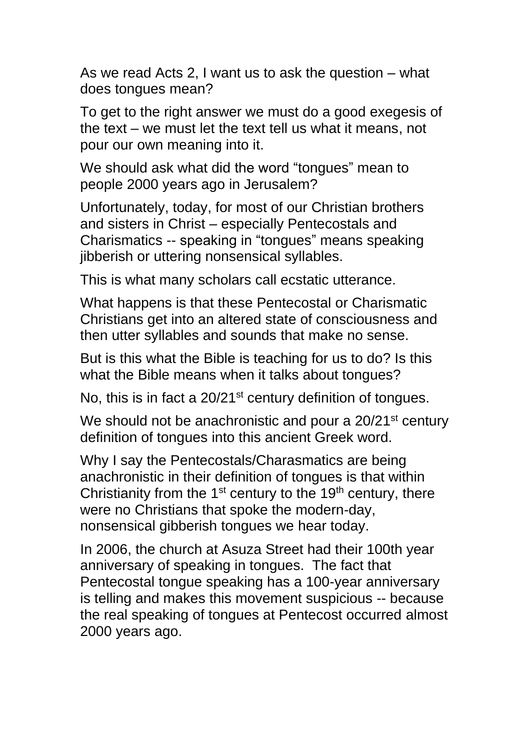As we read Acts 2, I want us to ask the question – what does tongues mean?

To get to the right answer we must do a good exegesis of the text – we must let the text tell us what it means, not pour our own meaning into it.

We should ask what did the word "tongues" mean to people 2000 years ago in Jerusalem?

Unfortunately, today, for most of our Christian brothers and sisters in Christ – especially Pentecostals and Charismatics -- speaking in "tongues" means speaking jibberish or uttering nonsensical syllables.

This is what many scholars call ecstatic utterance.

What happens is that these Pentecostal or Charismatic Christians get into an altered state of consciousness and then utter syllables and sounds that make no sense.

But is this what the Bible is teaching for us to do? Is this what the Bible means when it talks about tongues?

No, this is in fact a 20/21st century definition of tongues.

We should not be anachronistic and pour a 20/21st century definition of tongues into this ancient Greek word.

Why I say the Pentecostals/Charasmatics are being anachronistic in their definition of tongues is that within Christianity from the 1st century to the 19th century, there were no Christians that spoke the modern-day, nonsensical gibberish tongues we hear today.

In 2006, the church at Asuza Street had their 100th year anniversary of speaking in tongues. The fact that Pentecostal tongue speaking has a 100-year anniversary is telling and makes this movement suspicious -- because the real speaking of tongues at Pentecost occurred almost 2000 years ago.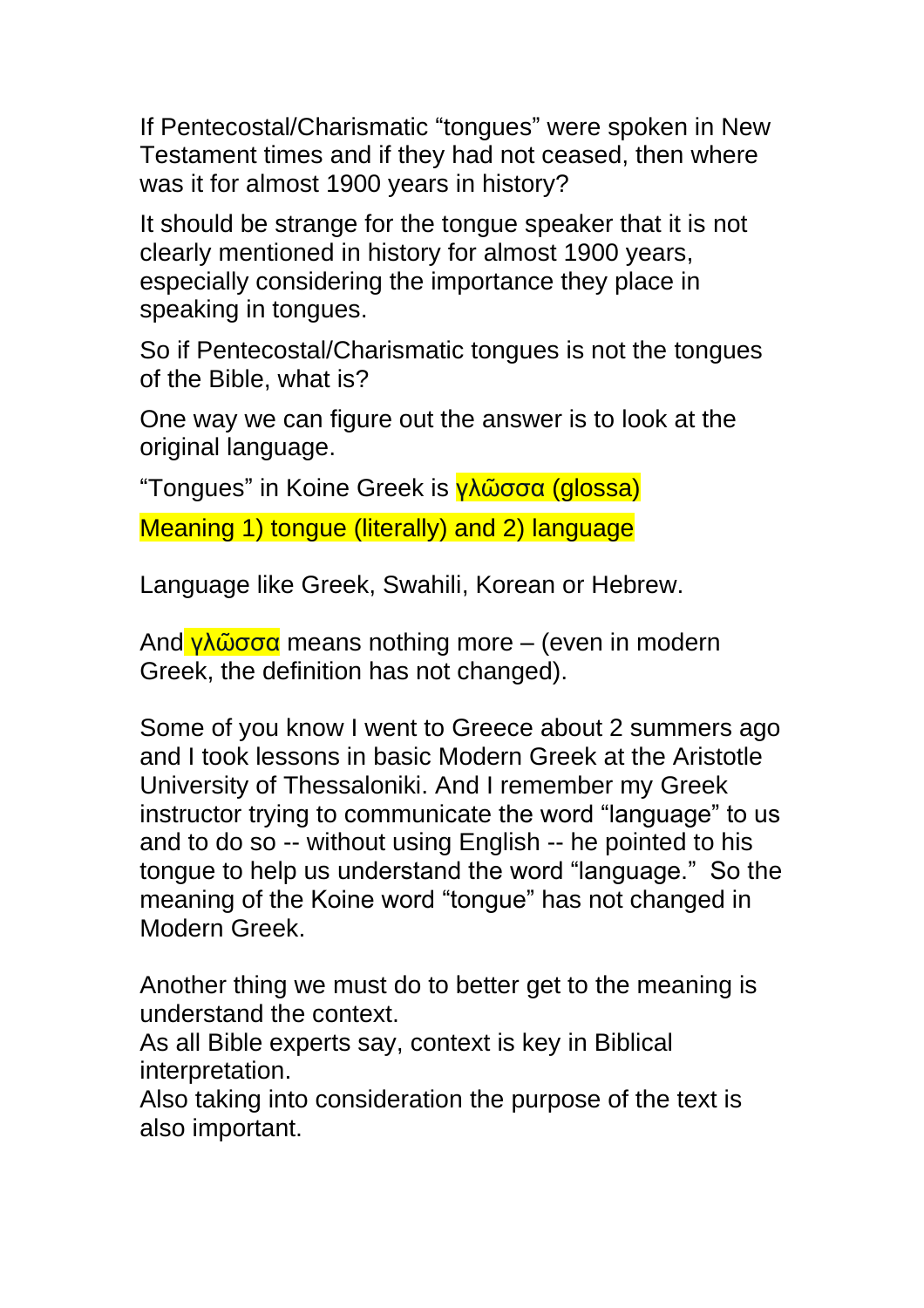If Pentecostal/Charismatic "tongues" were spoken in New Testament times and if they had not ceased, then where was it for almost 1900 years in history?

It should be strange for the tongue speaker that it is not clearly mentioned in history for almost 1900 years, especially considering the importance they place in speaking in tongues.

So if Pentecostal/Charismatic tongues is not the tongues of the Bible, what is?

One way we can figure out the answer is to look at the original language.

"Tongues" in Koine Greek is γλῶσσα (glossa)

Meaning 1) tongue (literally) and 2) language

Language like Greek, Swahili, Korean or Hebrew.

And γλῶσσα means nothing more – (even in modern Greek, the definition has not changed).

Some of you know I went to Greece about 2 summers ago and I took lessons in basic Modern Greek at the Aristotle University of Thessaloniki. And I remember my Greek instructor trying to communicate the word "language" to us and to do so -- without using English -- he pointed to his tongue to help us understand the word "language." So the meaning of the Koine word "tongue" has not changed in Modern Greek.

Another thing we must do to better get to the meaning is understand the context.
As all Bible experts say, context is key in Biblical interpretation.
Also taking into consideration the purpose of the text is also important.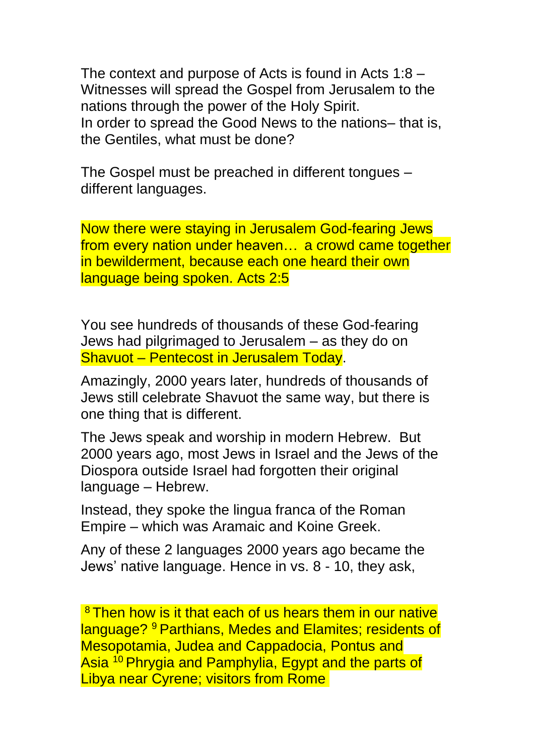The context and purpose of Acts is found in Acts 1:8 – Witnesses will spread the Gospel from Jerusalem to the nations through the power of the Holy Spirit.
In order to spread the Good News to the nations– that is, the Gentiles, what must be done?

The Gospel must be preached in different tongues – different languages.

Now there were staying in Jerusalem God-fearing Jews from every nation under heaven… a crowd came together in bewilderment, because each one heard their own language being spoken. Acts 2:5

You see hundreds of thousands of these God-fearing Jews had pilgrimaged to Jerusalem – as they do on Shavuot – Pentecost in Jerusalem Today.

Amazingly, 2000 years later, hundreds of thousands of Jews still celebrate Shavuot the same way, but there is one thing that is different.

The Jews speak and worship in modern Hebrew. But 2000 years ago, most Jews in Israel and the Jews of the Diospora outside Israel had forgotten their original language – Hebrew.

Instead, they spoke the lingua franca of the Roman Empire – which was Aramaic and Koine Greek.

Any of these 2 languages 2000 years ago became the Jews' native language. Hence in vs. 8 - 10, they ask,

[8] Then how is it that each of us hears them in our native language? [9] Parthians, Medes and Elamites; residents of Mesopotamia, Judea and Cappadocia, Pontus and Asia [10] Phrygia and Pamphylia, Egypt and the parts of Libya near Cyrene; visitors from Rome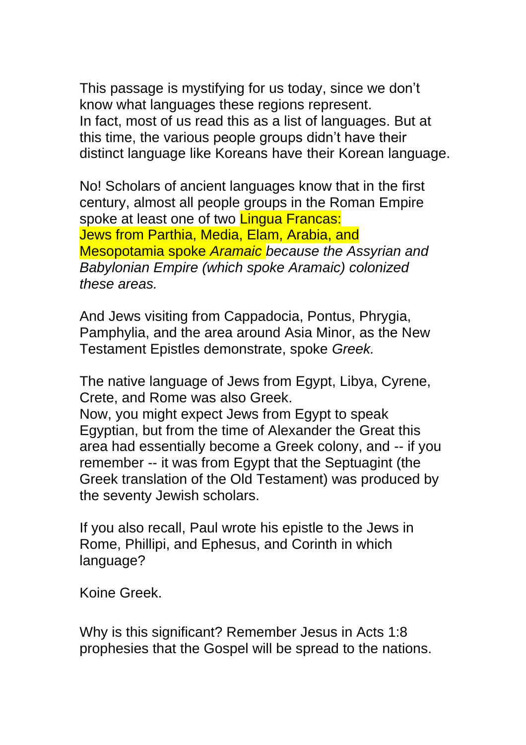This passage is mystifying for us today, since we don't know what languages these regions represent.
In fact, most of us read this as a list of languages. But at this time, the various people groups didn't have their distinct language like Koreans have their Korean language.

No! Scholars of ancient languages know that in the first century, almost all people groups in the Roman Empire spoke at least one of two Lingua Francas:
Jews from Parthia, Media, Elam, Arabia, and Mesopotamia spoke *Aramaic because the Assyrian and Babylonian Empire (which spoke Aramaic) colonized these areas.*

And Jews visiting from Cappadocia, Pontus, Phrygia, Pamphylia, and the area around Asia Minor, as the New Testament Epistles demonstrate, spoke *Greek.*

The native language of Jews from Egypt, Libya, Cyrene, Crete, and Rome was also Greek.
Now, you might expect Jews from Egypt to speak Egyptian, but from the time of Alexander the Great this area had essentially become a Greek colony, and -- if you remember -- it was from Egypt that the Septuagint (the Greek translation of the Old Testament) was produced by the seventy Jewish scholars.

If you also recall, Paul wrote his epistle to the Jews in Rome, Phillipi, and Ephesus, and Corinth in which language?

Koine Greek.

Why is this significant? Remember Jesus in Acts 1:8 prophesies that the Gospel will be spread to the nations.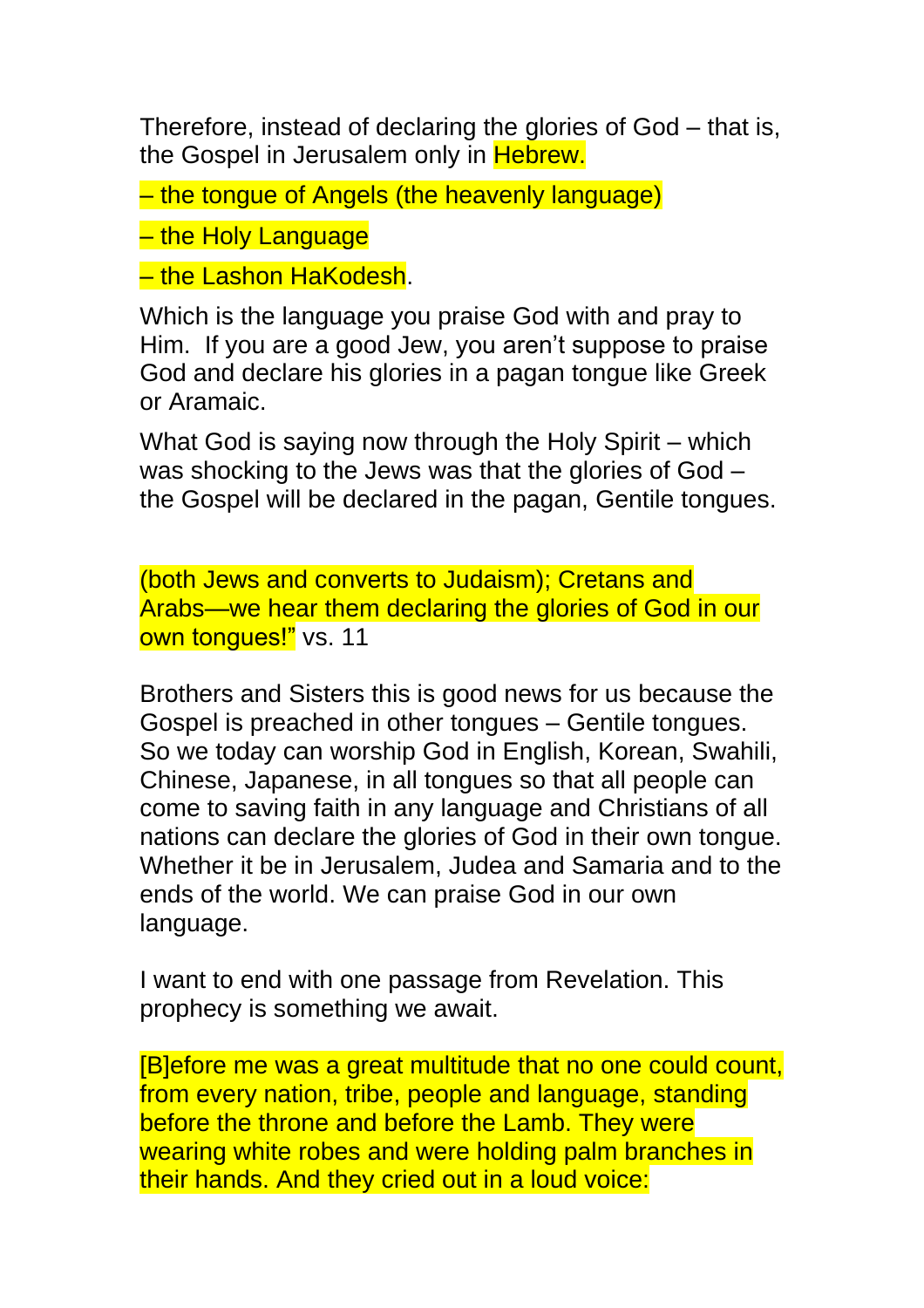Therefore, instead of declaring the glories of God – that is, the Gospel in Jerusalem only in Hebrew.

– the tongue of Angels (the heavenly language)

– the Holy Language

– the Lashon HaKodesh.

Which is the language you praise God with and pray to Him.  If you are a good Jew, you aren't suppose to praise God and declare his glories in a pagan tongue like Greek or Aramaic.

What God is saying now through the Holy Spirit – which was shocking to the Jews was that the glories of God – the Gospel will be declared in the pagan, Gentile tongues.

(both Jews and converts to Judaism); Cretans and Arabs—we hear them declaring the glories of God in our own tongues!" vs. 11

Brothers and Sisters this is good news for us because the Gospel is preached in other tongues – Gentile tongues. So we today can worship God in English, Korean, Swahili, Chinese, Japanese, in all tongues so that all people can come to saving faith in any language and Christians of all nations can declare the glories of God in their own tongue. Whether it be in Jerusalem, Judea and Samaria and to the ends of the world. We can praise God in our own language.

I want to end with one passage from Revelation. This prophecy is something we await.

[B]efore me was a great multitude that no one could count, from every nation, tribe, people and language, standing before the throne and before the Lamb. They were wearing white robes and were holding palm branches in their hands. And they cried out in a loud voice: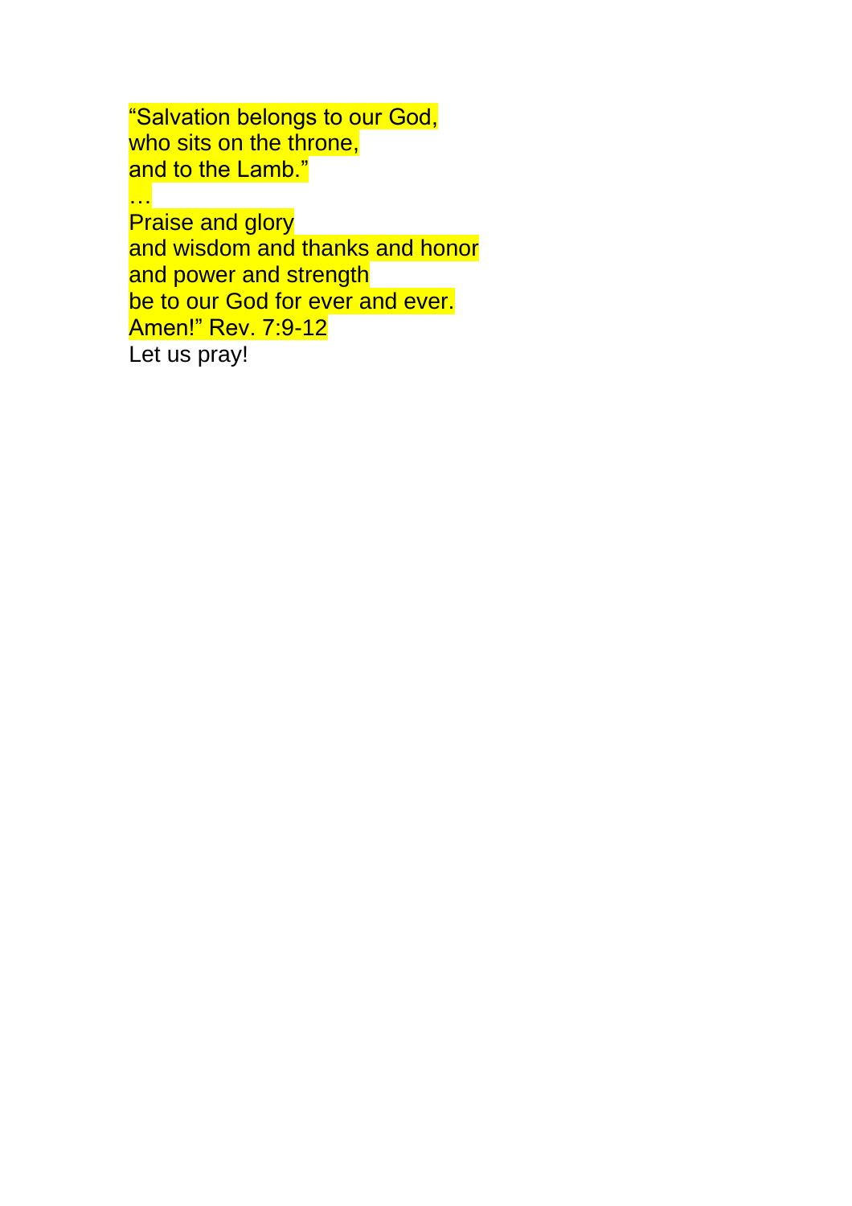“Salvation belongs to our God,  
who sits on the throne,  
and to the Lamb.”  
…  
Praise and glory  
and wisdom and thanks and honor  
and power and strength  
be to our God for ever and ever.  
Amen!” Rev. 7:9-12  
Let us pray!